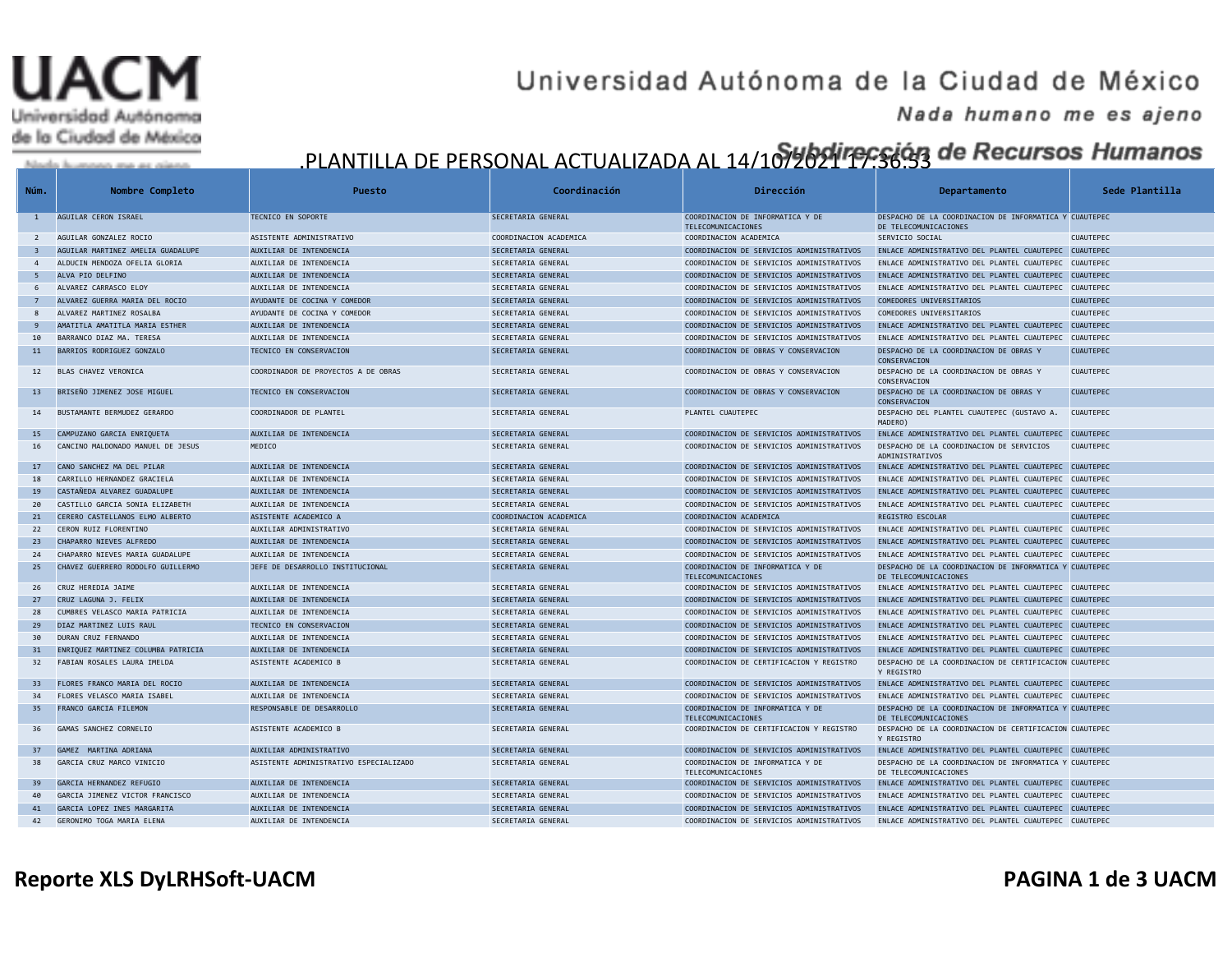# Universidad Autónoma de la Ciudad de México

*Nada humano me es ajeno*

## Subdirección de Recursos Humanos

## .PLANTILLA DE PERSONAL ACTUALIZADA AL 14/10/2021 17:36:53

| Núm. | Nombre Completo | Puesto | Coordinación | Dirección | Departamento | Sede Plantilla |
|---|---|---|---|---|---|---|
| 1 | AGUILAR CERON ISRAEL | TECNICO EN SOPORTE | SECRETARIA GENERAL | COORDINACION DE INFORMATICA Y DE TELECOMUNICACIONES | DESPACHO DE LA COORDINACION DE INFORMATICA Y DE TELECOMUNICACIONES | CUAUTEPEC |
| 2 | AGUILAR GONZALEZ ROCIO | ASISTENTE ADMINISTRATIVO | COORDINACION ACADEMICA | COORDINACION ACADEMICA | SERVICIO SOCIAL | CUAUTEPEC |
| 3 | AGUILAR MARTINEZ AMELIA GUADALUPE | AUXILIAR DE INTENDENCIA | SECRETARIA GENERAL | COORDINACION DE SERVICIOS ADMINISTRATIVOS | ENLACE ADMINISTRATIVO DEL PLANTEL CUAUTEPEC | CUAUTEPEC |
| 4 | ALDUCIN MENDOZA OFELIA GLORIA | AUXILIAR DE INTENDENCIA | SECRETARIA GENERAL | COORDINACION DE SERVICIOS ADMINISTRATIVOS | ENLACE ADMINISTRATIVO DEL PLANTEL CUAUTEPEC | CUAUTEPEC |
| 5 | ALVA PIO DELFINO | AUXILIAR DE INTENDENCIA | SECRETARIA GENERAL | COORDINACION DE SERVICIOS ADMINISTRATIVOS | ENLACE ADMINISTRATIVO DEL PLANTEL CUAUTEPEC | CUAUTEPEC |
| 6 | ALVAREZ CARRASCO ELOY | AUXILIAR DE INTENDENCIA | SECRETARIA GENERAL | COORDINACION DE SERVICIOS ADMINISTRATIVOS | ENLACE ADMINISTRATIVO DEL PLANTEL CUAUTEPEC | CUAUTEPEC |
| 7 | ALVAREZ GUERRA MARIA DEL ROCIO | AYUDANTE DE COCINA Y COMEDOR | SECRETARIA GENERAL | COORDINACION DE SERVICIOS ADMINISTRATIVOS | COMEDORES UNIVERSITARIOS | CUAUTEPEC |
| 8 | ALVAREZ MARTINEZ ROSALBA | AYUDANTE DE COCINA Y COMEDOR | SECRETARIA GENERAL | COORDINACION DE SERVICIOS ADMINISTRATIVOS | COMEDORES UNIVERSITARIOS | CUAUTEPEC |
| 9 | AMATITLA AMATITLA MARIA ESTHER | AUXILIAR DE INTENDENCIA | SECRETARIA GENERAL | COORDINACION DE SERVICIOS ADMINISTRATIVOS | ENLACE ADMINISTRATIVO DEL PLANTEL CUAUTEPEC | CUAUTEPEC |
| 10 | BARRANCO DIAZ MA. TERESA | AUXILIAR DE INTENDENCIA | SECRETARIA GENERAL | COORDINACION DE SERVICIOS ADMINISTRATIVOS | ENLACE ADMINISTRATIVO DEL PLANTEL CUAUTEPEC | CUAUTEPEC |
| 11 | BARRIOS RODRIGUEZ GONZALO | TECNICO EN CONSERVACION | SECRETARIA GENERAL | COORDINACION DE OBRAS Y CONSERVACION | DESPACHO DE LA COORDINACION DE OBRAS Y CONSERVACION | CUAUTEPEC |
| 12 | BLAS CHAVEZ VERONICA | COORDINADOR DE PROYECTOS A DE OBRAS | SECRETARIA GENERAL | COORDINACION DE OBRAS Y CONSERVACION | DESPACHO DE LA COORDINACION DE OBRAS Y CONSERVACION | CUAUTEPEC |
| 13 | BRISEÑO JIMENEZ JOSE MIGUEL | TECNICO EN CONSERVACION | SECRETARIA GENERAL | COORDINACION DE OBRAS Y CONSERVACION | DESPACHO DE LA COORDINACION DE OBRAS Y CONSERVACION | CUAUTEPEC |
| 14 | BUSTAMANTE BERMUDEZ GERARDO | COORDINADOR DE PLANTEL | SECRETARIA GENERAL | PLANTEL CUAUTEPEC | DESPACHO DEL PLANTEL CUAUTEPEC (GUSTAVO A. MADERO) | CUAUTEPEC |
| 15 | CAMPUZANO GARCIA ENRIQUETA | AUXILIAR DE INTENDENCIA | SECRETARIA GENERAL | COORDINACION DE SERVICIOS ADMINISTRATIVOS | ENLACE ADMINISTRATIVO DEL PLANTEL CUAUTEPEC | CUAUTEPEC |
| 16 | CANCINO MALDONADO MANUEL DE JESUS | MEDICO | SECRETARIA GENERAL | COORDINACION DE SERVICIOS ADMINISTRATIVOS | DESPACHO DE LA COORDINACION DE SERVICIOS ADMINISTRATIVOS | CUAUTEPEC |
| 17 | CANO SANCHEZ MA DEL PILAR | AUXILIAR DE INTENDENCIA | SECRETARIA GENERAL | COORDINACION DE SERVICIOS ADMINISTRATIVOS | ENLACE ADMINISTRATIVO DEL PLANTEL CUAUTEPEC | CUAUTEPEC |
| 18 | CARRILLO HERNANDEZ GRACIELA | AUXILIAR DE INTENDENCIA | SECRETARIA GENERAL | COORDINACION DE SERVICIOS ADMINISTRATIVOS | ENLACE ADMINISTRATIVO DEL PLANTEL CUAUTEPEC | CUAUTEPEC |
| 19 | CASTAÑEDA ALVAREZ GUADALUPE | AUXILIAR DE INTENDENCIA | SECRETARIA GENERAL | COORDINACION DE SERVICIOS ADMINISTRATIVOS | ENLACE ADMINISTRATIVO DEL PLANTEL CUAUTEPEC | CUAUTEPEC |
| 20 | CASTILLO GARCIA SONIA ELIZABETH | AUXILIAR DE INTENDENCIA | SECRETARIA GENERAL | COORDINACION DE SERVICIOS ADMINISTRATIVOS | ENLACE ADMINISTRATIVO DEL PLANTEL CUAUTEPEC | CUAUTEPEC |
| 21 | CERERO CASTELLANOS ELMO ALBERTO | ASISTENTE ACADEMICO A | COORDINACION ACADEMICA | COORDINACION ACADEMICA | REGISTRO ESCOLAR | CUAUTEPEC |
| 22 | CERON RUIZ FLORENTINO | AUXILIAR ADMINISTRATIVO | SECRETARIA GENERAL | COORDINACION DE SERVICIOS ADMINISTRATIVOS | ENLACE ADMINISTRATIVO DEL PLANTEL CUAUTEPEC | CUAUTEPEC |
| 23 | CHAPARRO NIEVES ALFREDO | AUXILIAR DE INTENDENCIA | SECRETARIA GENERAL | COORDINACION DE SERVICIOS ADMINISTRATIVOS | ENLACE ADMINISTRATIVO DEL PLANTEL CUAUTEPEC | CUAUTEPEC |
| 24 | CHAPARRO NIEVES MARIA GUADALUPE | AUXILIAR DE INTENDENCIA | SECRETARIA GENERAL | COORDINACION DE SERVICIOS ADMINISTRATIVOS | ENLACE ADMINISTRATIVO DEL PLANTEL CUAUTEPEC | CUAUTEPEC |
| 25 | CHAVEZ GUERRERO RODOLFO GUILLERMO | JEFE DE DESARROLLO INSTITUCIONAL | SECRETARIA GENERAL | COORDINACION DE INFORMATICA Y DE TELECOMUNICACIONES | DESPACHO DE LA COORDINACION DE INFORMATICA Y DE TELECOMUNICACIONES | CUAUTEPEC |
| 26 | CRUZ HEREDIA JAIME | AUXILIAR DE INTENDENCIA | SECRETARIA GENERAL | COORDINACION DE SERVICIOS ADMINISTRATIVOS | ENLACE ADMINISTRATIVO DEL PLANTEL CUAUTEPEC | CUAUTEPEC |
| 27 | CRUZ LAGUNA J. FELIX | AUXILIAR DE INTENDENCIA | SECRETARIA GENERAL | COORDINACION DE SERVICIOS ADMINISTRATIVOS | ENLACE ADMINISTRATIVO DEL PLANTEL CUAUTEPEC | CUAUTEPEC |
| 28 | CUMBRES VELASCO MARIA PATRICIA | AUXILIAR DE INTENDENCIA | SECRETARIA GENERAL | COORDINACION DE SERVICIOS ADMINISTRATIVOS | ENLACE ADMINISTRATIVO DEL PLANTEL CUAUTEPEC | CUAUTEPEC |
| 29 | DIAZ MARTINEZ LUIS RAUL | TECNICO EN CONSERVACION | SECRETARIA GENERAL | COORDINACION DE SERVICIOS ADMINISTRATIVOS | ENLACE ADMINISTRATIVO DEL PLANTEL CUAUTEPEC | CUAUTEPEC |
| 30 | DURAN CRUZ FERNANDO | AUXILIAR DE INTENDENCIA | SECRETARIA GENERAL | COORDINACION DE SERVICIOS ADMINISTRATIVOS | ENLACE ADMINISTRATIVO DEL PLANTEL CUAUTEPEC | CUAUTEPEC |
| 31 | ENRIQUEZ MARTINEZ COLUMBA PATRICIA | AUXILIAR DE INTENDENCIA | SECRETARIA GENERAL | COORDINACION DE SERVICIOS ADMINISTRATIVOS | ENLACE ADMINISTRATIVO DEL PLANTEL CUAUTEPEC | CUAUTEPEC |
| 32 | FABIAN ROSALES LAURA IMELDA | ASISTENTE ACADEMICO B | SECRETARIA GENERAL | COORDINACION DE CERTIFICACION Y REGISTRO | DESPACHO DE LA COORDINACION DE CERTIFICACION Y REGISTRO | CUAUTEPEC |
| 33 | FLORES FRANCO MARIA DEL ROCIO | AUXILIAR DE INTENDENCIA | SECRETARIA GENERAL | COORDINACION DE SERVICIOS ADMINISTRATIVOS | ENLACE ADMINISTRATIVO DEL PLANTEL CUAUTEPEC | CUAUTEPEC |
| 34 | FLORES VELASCO MARIA ISABEL | AUXILIAR DE INTENDENCIA | SECRETARIA GENERAL | COORDINACION DE SERVICIOS ADMINISTRATIVOS | ENLACE ADMINISTRATIVO DEL PLANTEL CUAUTEPEC | CUAUTEPEC |
| 35 | FRANCO GARCIA FILEMON | RESPONSABLE DE DESARROLLO | SECRETARIA GENERAL | COORDINACION DE INFORMATICA Y DE TELECOMUNICACIONES | DESPACHO DE LA COORDINACION DE INFORMATICA Y DE TELECOMUNICACIONES | CUAUTEPEC |
| 36 | GAMAS SANCHEZ CORNELIO | ASISTENTE ACADEMICO B | SECRETARIA GENERAL | COORDINACION DE CERTIFICACION Y REGISTRO | DESPACHO DE LA COORDINACION DE CERTIFICACION Y REGISTRO | CUAUTEPEC |
| 37 | GAMEZ MARTINA ADRIANA | AUXILIAR ADMINISTRATIVO | SECRETARIA GENERAL | COORDINACION DE SERVICIOS ADMINISTRATIVOS | ENLACE ADMINISTRATIVO DEL PLANTEL CUAUTEPEC | CUAUTEPEC |
| 38 | GARCIA CRUZ MARCO VINICIO | ASISTENTE ADMINISTRATIVO ESPECIALIZADO | SECRETARIA GENERAL | COORDINACION DE INFORMATICA Y DE TELECOMUNICACIONES | DESPACHO DE LA COORDINACION DE INFORMATICA Y DE TELECOMUNICACIONES | CUAUTEPEC |
| 39 | GARCIA HERNANDEZ REFUGIO | AUXILIAR DE INTENDENCIA | SECRETARIA GENERAL | COORDINACION DE SERVICIOS ADMINISTRATIVOS | ENLACE ADMINISTRATIVO DEL PLANTEL CUAUTEPEC | CUAUTEPEC |
| 40 | GARCIA JIMENEZ VICTOR FRANCISCO | AUXILIAR DE INTENDENCIA | SECRETARIA GENERAL | COORDINACION DE SERVICIOS ADMINISTRATIVOS | ENLACE ADMINISTRATIVO DEL PLANTEL CUAUTEPEC | CUAUTEPEC |
| 41 | GARCIA LOPEZ INES MARGARITA | AUXILIAR DE INTENDENCIA | SECRETARIA GENERAL | COORDINACION DE SERVICIOS ADMINISTRATIVOS | ENLACE ADMINISTRATIVO DEL PLANTEL CUAUTEPEC | CUAUTEPEC |
| 42 | GERONIMO TOGA MARIA ELENA | AUXILIAR DE INTENDENCIA | SECRETARIA GENERAL | COORDINACION DE SERVICIOS ADMINISTRATIVOS | ENLACE ADMINISTRATIVO DEL PLANTEL CUAUTEPEC | CUAUTEPEC |

**Reporte XLS DyLRHSoft-UACM**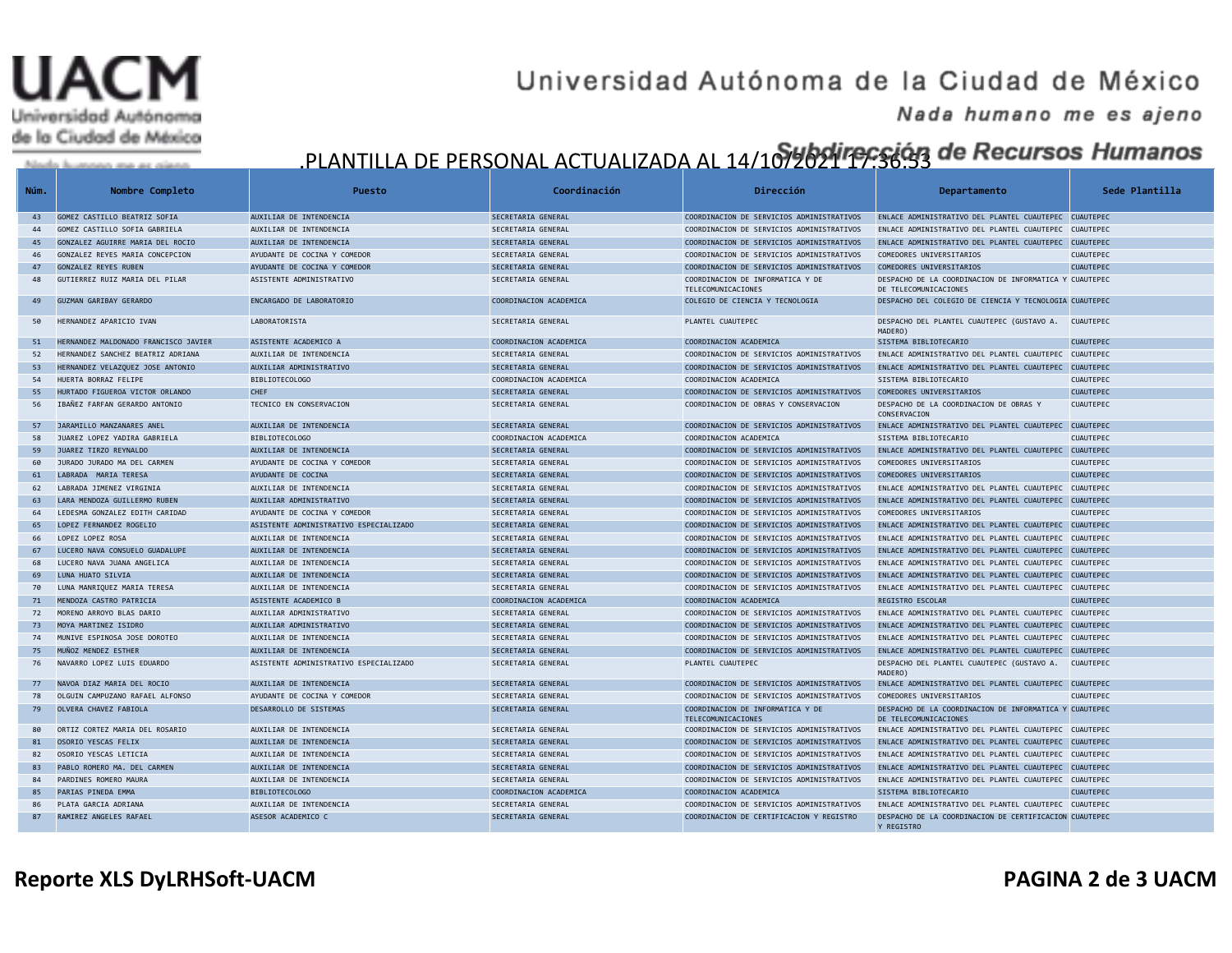# Universidad Autónoma de la Ciudad de México

*Nada humano me es ajeno*

## Subdirección de Recursos Humanos

## .PLANTILLA DE PERSONAL ACTUALIZADA AL 14/10/2021 17:36:53

| Núm. | Nombre Completo | Puesto | Coordinación | Dirección | Departamento | Sede Plantilla |
|---|---|---|---|---|---|---|
| 43 | GOMEZ CASTILLO BEATRIZ SOFIA | AUXILIAR DE INTENDENCIA | SECRETARIA GENERAL | COORDINACION DE SERVICIOS ADMINISTRATIVOS | ENLACE ADMINISTRATIVO DEL PLANTEL CUAUTEPEC | CUAUTEPEC |
| 44 | GOMEZ CASTILLO SOFIA GABRIELA | AUXILIAR DE INTENDENCIA | SECRETARIA GENERAL | COORDINACION DE SERVICIOS ADMINISTRATIVOS | ENLACE ADMINISTRATIVO DEL PLANTEL CUAUTEPEC | CUAUTEPEC |
| 45 | GONZALEZ AGUIRRE MARIA DEL ROCIO | AUXILIAR DE INTENDENCIA | SECRETARIA GENERAL | COORDINACION DE SERVICIOS ADMINISTRATIVOS | ENLACE ADMINISTRATIVO DEL PLANTEL CUAUTEPEC | CUAUTEPEC |
| 46 | GONZALEZ REYES MARIA CONCEPCION | AYUDANTE DE COCINA Y COMEDOR | SECRETARIA GENERAL | COORDINACION DE SERVICIOS ADMINISTRATIVOS | COMEDORES UNIVERSITARIOS | CUAUTEPEC |
| 47 | GONZALEZ REYES RUBEN | AYUDANTE DE COCINA Y COMEDOR | SECRETARIA GENERAL | COORDINACION DE SERVICIOS ADMINISTRATIVOS | COMEDORES UNIVERSITARIOS | CUAUTEPEC |
| 48 | GUTIERREZ RUIZ MARIA DEL PILAR | ASISTENTE ADMINISTRATIVO | SECRETARIA GENERAL | COORDINACION DE INFORMATICA Y DE TELECOMUNICACIONES | DESPACHO DE LA COORDINACION DE INFORMATICA Y DE TELECOMUNICACIONES | CUAUTEPEC |
| 49 | GUZMAN GARIBAY GERARDO | ENCARGADO DE LABORATORIO | COORDINACION ACADEMICA | COLEGIO DE CIENCIA Y TECNOLOGIA | DESPACHO DEL COLEGIO DE CIENCIA Y TECNOLOGIA | CUAUTEPEC |
| 50 | HERNANDEZ APARICIO IVAN | LABORATORISTA | SECRETARIA GENERAL | PLANTEL CUAUTEPEC | DESPACHO DEL PLANTEL CUAUTEPEC (GUSTAVO A. MADERO) | CUAUTEPEC |
| 51 | HERNANDEZ MALDONADO FRANCISCO JAVIER | ASISTENTE ACADEMICO A | COORDINACION ACADEMICA | COORDINACION ACADEMICA | SISTEMA BIBLIOTECARIO | CUAUTEPEC |
| 52 | HERNANDEZ SANCHEZ BEATRIZ ADRIANA | AUXILIAR DE INTENDENCIA | SECRETARIA GENERAL | COORDINACION DE SERVICIOS ADMINISTRATIVOS | ENLACE ADMINISTRATIVO DEL PLANTEL CUAUTEPEC | CUAUTEPEC |
| 53 | HERNANDEZ VELAZQUEZ JOSE ANTONIO | AUXILIAR ADMINISTRATIVO | SECRETARIA GENERAL | COORDINACION DE SERVICIOS ADMINISTRATIVOS | ENLACE ADMINISTRATIVO DEL PLANTEL CUAUTEPEC | CUAUTEPEC |
| 54 | HUERTA BORRAZ FELIPE | BIBLIOTECOLOGO | COORDINACION ACADEMICA | COORDINACION ACADEMICA | SISTEMA BIBLIOTECARIO | CUAUTEPEC |
| 55 | HURTADO FIGUEROA VICTOR ORLANDO | CHEF | SECRETARIA GENERAL | COORDINACION DE SERVICIOS ADMINISTRATIVOS | COMEDORES UNIVERSITARIOS | CUAUTEPEC |
| 56 | IBAÑEZ FARFAN GERARDO ANTONIO | TECNICO EN CONSERVACION | SECRETARIA GENERAL | COORDINACION DE OBRAS Y CONSERVACION | DESPACHO DE LA COORDINACION DE OBRAS Y CONSERVACION | CUAUTEPEC |
| 57 | JARAMILLO MANZANARES ANEL | AUXILIAR DE INTENDENCIA | SECRETARIA GENERAL | COORDINACION DE SERVICIOS ADMINISTRATIVOS | ENLACE ADMINISTRATIVO DEL PLANTEL CUAUTEPEC | CUAUTEPEC |
| 58 | JUAREZ LOPEZ YADIRA GABRIELA | BIBLIOTECOLOGO | COORDINACION ACADEMICA | COORDINACION ACADEMICA | SISTEMA BIBLIOTECARIO | CUAUTEPEC |
| 59 | JUAREZ TIRZO REYNALDO | AUXILIAR DE INTENDENCIA | SECRETARIA GENERAL | COORDINACION DE SERVICIOS ADMINISTRATIVOS | ENLACE ADMINISTRATIVO DEL PLANTEL CUAUTEPEC | CUAUTEPEC |
| 60 | JURADO JURADO MA DEL CARMEN | AYUDANTE DE COCINA Y COMEDOR | SECRETARIA GENERAL | COORDINACION DE SERVICIOS ADMINISTRATIVOS | COMEDORES UNIVERSITARIOS | CUAUTEPEC |
| 61 | LABRADA  MARIA TERESA | AYUDANTE DE COCINA | SECRETARIA GENERAL | COORDINACION DE SERVICIOS ADMINISTRATIVOS | COMEDORES UNIVERSITARIOS | CUAUTEPEC |
| 62 | LABRADA JIMENEZ VIRGINIA | AUXILIAR DE INTENDENCIA | SECRETARIA GENERAL | COORDINACION DE SERVICIOS ADMINISTRATIVOS | ENLACE ADMINISTRATIVO DEL PLANTEL CUAUTEPEC | CUAUTEPEC |
| 63 | LARA MENDOZA GUILLERMO RUBEN | AUXILIAR ADMINISTRATIVO | SECRETARIA GENERAL | COORDINACION DE SERVICIOS ADMINISTRATIVOS | ENLACE ADMINISTRATIVO DEL PLANTEL CUAUTEPEC | CUAUTEPEC |
| 64 | LEDESMA GONZALEZ EDITH CARIDAD | AYUDANTE DE COCINA Y COMEDOR | SECRETARIA GENERAL | COORDINACION DE SERVICIOS ADMINISTRATIVOS | COMEDORES UNIVERSITARIOS | CUAUTEPEC |
| 65 | LOPEZ FERNANDEZ ROGELIO | ASISTENTE ADMINISTRATIVO ESPECIALIZADO | SECRETARIA GENERAL | COORDINACION DE SERVICIOS ADMINISTRATIVOS | ENLACE ADMINISTRATIVO DEL PLANTEL CUAUTEPEC | CUAUTEPEC |
| 66 | LOPEZ LOPEZ ROSA | AUXILIAR DE INTENDENCIA | SECRETARIA GENERAL | COORDINACION DE SERVICIOS ADMINISTRATIVOS | ENLACE ADMINISTRATIVO DEL PLANTEL CUAUTEPEC | CUAUTEPEC |
| 67 | LUCERO NAVA CONSUELO GUADALUPE | AUXILIAR DE INTENDENCIA | SECRETARIA GENERAL | COORDINACION DE SERVICIOS ADMINISTRATIVOS | ENLACE ADMINISTRATIVO DEL PLANTEL CUAUTEPEC | CUAUTEPEC |
| 68 | LUCERO NAVA JUANA ANGELICA | AUXILIAR DE INTENDENCIA | SECRETARIA GENERAL | COORDINACION DE SERVICIOS ADMINISTRATIVOS | ENLACE ADMINISTRATIVO DEL PLANTEL CUAUTEPEC | CUAUTEPEC |
| 69 | LUNA HUATO SILVIA | AUXILIAR DE INTENDENCIA | SECRETARIA GENERAL | COORDINACION DE SERVICIOS ADMINISTRATIVOS | ENLACE ADMINISTRATIVO DEL PLANTEL CUAUTEPEC | CUAUTEPEC |
| 70 | LUNA MANRIQUEZ MARIA TERESA | AUXILIAR DE INTENDENCIA | SECRETARIA GENERAL | COORDINACION DE SERVICIOS ADMINISTRATIVOS | ENLACE ADMINISTRATIVO DEL PLANTEL CUAUTEPEC | CUAUTEPEC |
| 71 | MENDOZA CASTRO PATRICIA | ASISTENTE ACADEMICO B | COORDINACION ACADEMICA | COORDINACION ACADEMICA | REGISTRO ESCOLAR | CUAUTEPEC |
| 72 | MORENO ARROYO BLAS DARIO | AUXILIAR ADMINISTRATIVO | SECRETARIA GENERAL | COORDINACION DE SERVICIOS ADMINISTRATIVOS | ENLACE ADMINISTRATIVO DEL PLANTEL CUAUTEPEC | CUAUTEPEC |
| 73 | MOYA MARTINEZ ISIDRO | AUXILIAR ADMINISTRATIVO | SECRETARIA GENERAL | COORDINACION DE SERVICIOS ADMINISTRATIVOS | ENLACE ADMINISTRATIVO DEL PLANTEL CUAUTEPEC | CUAUTEPEC |
| 74 | MUNIVE ESPINOSA JOSE DOROTEO | AUXILIAR DE INTENDENCIA | SECRETARIA GENERAL | COORDINACION DE SERVICIOS ADMINISTRATIVOS | ENLACE ADMINISTRATIVO DEL PLANTEL CUAUTEPEC | CUAUTEPEC |
| 75 | MUÑOZ MENDEZ ESTHER | AUXILIAR DE INTENDENCIA | SECRETARIA GENERAL | COORDINACION DE SERVICIOS ADMINISTRATIVOS | ENLACE ADMINISTRATIVO DEL PLANTEL CUAUTEPEC | CUAUTEPEC |
| 76 | NAVARRO LOPEZ LUIS EDUARDO | ASISTENTE ADMINISTRATIVO ESPECIALIZADO | SECRETARIA GENERAL | PLANTEL CUAUTEPEC | DESPACHO DEL PLANTEL CUAUTEPEC (GUSTAVO A. MADERO) | CUAUTEPEC |
| 77 | NAVOA DIAZ MARIA DEL ROCIO | AUXILIAR DE INTENDENCIA | SECRETARIA GENERAL | COORDINACION DE SERVICIOS ADMINISTRATIVOS | ENLACE ADMINISTRATIVO DEL PLANTEL CUAUTEPEC | CUAUTEPEC |
| 78 | OLGUIN CAMPUZANO RAFAEL ALFONSO | AYUDANTE DE COCINA Y COMEDOR | SECRETARIA GENERAL | COORDINACION DE SERVICIOS ADMINISTRATIVOS | COMEDORES UNIVERSITARIOS | CUAUTEPEC |
| 79 | OLVERA CHAVEZ FABIOLA | DESARROLLO DE SISTEMAS | SECRETARIA GENERAL | COORDINACION DE INFORMATICA Y DE TELECOMUNICACIONES | DESPACHO DE LA COORDINACION DE INFORMATICA Y DE TELECOMUNICACIONES | CUAUTEPEC |
| 80 | ORTIZ CORTEZ MARIA DEL ROSARIO | AUXILIAR DE INTENDENCIA | SECRETARIA GENERAL | COORDINACION DE SERVICIOS ADMINISTRATIVOS | ENLACE ADMINISTRATIVO DEL PLANTEL CUAUTEPEC | CUAUTEPEC |
| 81 | OSORIO YESCAS FELIX | AUXILIAR DE INTENDENCIA | SECRETARIA GENERAL | COORDINACION DE SERVICIOS ADMINISTRATIVOS | ENLACE ADMINISTRATIVO DEL PLANTEL CUAUTEPEC | CUAUTEPEC |
| 82 | OSORIO YESCAS LETICIA | AUXILIAR DE INTENDENCIA | SECRETARIA GENERAL | COORDINACION DE SERVICIOS ADMINISTRATIVOS | ENLACE ADMINISTRATIVO DEL PLANTEL CUAUTEPEC | CUAUTEPEC |
| 83 | PABLO ROMERO MA. DEL CARMEN | AUXILIAR DE INTENDENCIA | SECRETARIA GENERAL | COORDINACION DE SERVICIOS ADMINISTRATIVOS | ENLACE ADMINISTRATIVO DEL PLANTEL CUAUTEPEC | CUAUTEPEC |
| 84 | PARDINES ROMERO MAURA | AUXILIAR DE INTENDENCIA | SECRETARIA GENERAL | COORDINACION DE SERVICIOS ADMINISTRATIVOS | ENLACE ADMINISTRATIVO DEL PLANTEL CUAUTEPEC | CUAUTEPEC |
| 85 | PARIAS PINEDA EMMA | BIBLIOTECOLOGO | COORDINACION ACADEMICA | COORDINACION ACADEMICA | SISTEMA BIBLIOTECARIO | CUAUTEPEC |
| 86 | PLATA GARCIA ADRIANA | AUXILIAR DE INTENDENCIA | SECRETARIA GENERAL | COORDINACION DE SERVICIOS ADMINISTRATIVOS | ENLACE ADMINISTRATIVO DEL PLANTEL CUAUTEPEC | CUAUTEPEC |
| 87 | RAMIREZ ANGELES RAFAEL | ASESOR ACADEMICO C | SECRETARIA GENERAL | COORDINACION DE CERTIFICACION Y REGISTRO | DESPACHO DE LA COORDINACION DE CERTIFICACION Y REGISTRO | CUAUTEPEC |

**Reporte XLS DyLRHSoft-UACM**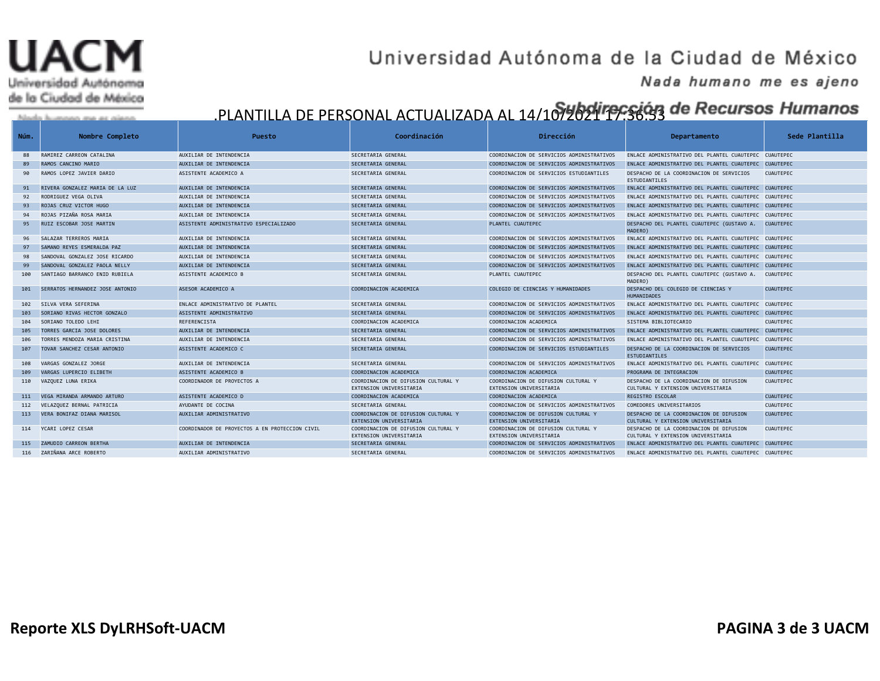# UACM

Universidad Autónoma de la Ciudad de México

*Nada humano me es ajeno*

**Subdirección de Recursos Humanos**

.PLANTILLA DE PERSONAL ACTUALIZADA AL 14/10/2021 17:36:53

| Núm. | Nombre Completo | Puesto | Coordinación | Dirección | Departamento | Sede Plantilla |
|---|---|---|---|---|---|---|
| 88 | RAMIREZ CARREON CATALINA | AUXILIAR DE INTENDENCIA | SECRETARIA GENERAL | COORDINACION DE SERVICIOS ADMINISTRATIVOS | ENLACE ADMINISTRATIVO DEL PLANTEL CUAUTEPEC | CUAUTEPEC |
| 89 | RAMOS CANCINO MARIO | AUXILIAR DE INTENDENCIA | SECRETARIA GENERAL | COORDINACION DE SERVICIOS ADMINISTRATIVOS | ENLACE ADMINISTRATIVO DEL PLANTEL CUAUTEPEC | CUAUTEPEC |
| 90 | RAMOS LOPEZ JAVIER DARIO | ASISTENTE ACADEMICO A | SECRETARIA GENERAL | COORDINACION DE SERVICIOS ESTUDIANTILES | DESPACHO DE LA COORDINACION DE SERVICIOS ESTUDIANTILES | CUAUTEPEC |
| 91 | RIVERA GONZALEZ MARIA DE LA LUZ | AUXILIAR DE INTENDENCIA | SECRETARIA GENERAL | COORDINACION DE SERVICIOS ADMINISTRATIVOS | ENLACE ADMINISTRATIVO DEL PLANTEL CUAUTEPEC | CUAUTEPEC |
| 92 | RODRIGUEZ VEGA OLIVA | AUXILIAR DE INTENDENCIA | SECRETARIA GENERAL | COORDINACION DE SERVICIOS ADMINISTRATIVOS | ENLACE ADMINISTRATIVO DEL PLANTEL CUAUTEPEC | CUAUTEPEC |
| 93 | ROJAS CRUZ VICTOR HUGO | AUXILIAR DE INTENDENCIA | SECRETARIA GENERAL | COORDINACION DE SERVICIOS ADMINISTRATIVOS | ENLACE ADMINISTRATIVO DEL PLANTEL CUAUTEPEC | CUAUTEPEC |
| 94 | ROJAS PIZAÑA ROSA MARIA | AUXILIAR DE INTENDENCIA | SECRETARIA GENERAL | COORDINACION DE SERVICIOS ADMINISTRATIVOS | ENLACE ADMINISTRATIVO DEL PLANTEL CUAUTEPEC | CUAUTEPEC |
| 95 | RUIZ ESCOBAR JOSE MARTIN | ASISTENTE ADMINISTRATIVO ESPECIALIZADO | SECRETARIA GENERAL | PLANTEL CUAUTEPEC | DESPACHO DEL PLANTEL CUAUTEPEC (GUSTAVO A. MADERO) | CUAUTEPEC |
| 96 | SALAZAR TERREROS MARIA | AUXILIAR DE INTENDENCIA | SECRETARIA GENERAL | COORDINACION DE SERVICIOS ADMINISTRATIVOS | ENLACE ADMINISTRATIVO DEL PLANTEL CUAUTEPEC | CUAUTEPEC |
| 97 | SAMANO REYES ESMERALDA PAZ | AUXILIAR DE INTENDENCIA | SECRETARIA GENERAL | COORDINACION DE SERVICIOS ADMINISTRATIVOS | ENLACE ADMINISTRATIVO DEL PLANTEL CUAUTEPEC | CUAUTEPEC |
| 98 | SANDOVAL GONZALEZ JOSE RICARDO | AUXILIAR DE INTENDENCIA | SECRETARIA GENERAL | COORDINACION DE SERVICIOS ADMINISTRATIVOS | ENLACE ADMINISTRATIVO DEL PLANTEL CUAUTEPEC | CUAUTEPEC |
| 99 | SANDOVAL GONZALEZ PAOLA NELLY | AUXILIAR DE INTENDENCIA | SECRETARIA GENERAL | COORDINACION DE SERVICIOS ADMINISTRATIVOS | ENLACE ADMINISTRATIVO DEL PLANTEL CUAUTEPEC | CUAUTEPEC |
| 100 | SANTIAGO BARRANCO ENID RUBIELA | ASISTENTE ACADEMICO B | SECRETARIA GENERAL | PLANTEL CUAUTEPEC | DESPACHO DEL PLANTEL CUAUTEPEC (GUSTAVO A. MADERO) | CUAUTEPEC |
| 101 | SERRATOS HERNANDEZ JOSE ANTONIO | ASESOR ACADEMICO A | COORDINACION ACADEMICA | COLEGIO DE CIENCIAS Y HUMANIDADES | DESPACHO DEL COLEGIO DE CIENCIAS Y HUMANIDADES | CUAUTEPEC |
| 102 | SILVA VERA SEFERINA | ENLACE ADMINISTRATIVO DE PLANTEL | SECRETARIA GENERAL | COORDINACION DE SERVICIOS ADMINISTRATIVOS | ENLACE ADMINISTRATIVO DEL PLANTEL CUAUTEPEC | CUAUTEPEC |
| 103 | SORIANO RIVAS HECTOR GONZALO | ASISTENTE ADMINISTRATIVO | SECRETARIA GENERAL | COORDINACION DE SERVICIOS ADMINISTRATIVOS | ENLACE ADMINISTRATIVO DEL PLANTEL CUAUTEPEC | CUAUTEPEC |
| 104 | SORIANO TOLEDO LEHI | REFERENCISTA | COORDINACION ACADEMICA | COORDINACION ACADEMICA | SISTEMA BIBLIOTECARIO | CUAUTEPEC |
| 105 | TORRES GARCIA JOSE DOLORES | AUXILIAR DE INTENDENCIA | SECRETARIA GENERAL | COORDINACION DE SERVICIOS ADMINISTRATIVOS | ENLACE ADMINISTRATIVO DEL PLANTEL CUAUTEPEC | CUAUTEPEC |
| 106 | TORRES MENDOZA MARIA CRISTINA | AUXILIAR DE INTENDENCIA | SECRETARIA GENERAL | COORDINACION DE SERVICIOS ADMINISTRATIVOS | ENLACE ADMINISTRATIVO DEL PLANTEL CUAUTEPEC | CUAUTEPEC |
| 107 | TOVAR SANCHEZ CESAR ANTONIO | ASISTENTE ACADEMICO C | SECRETARIA GENERAL | COORDINACION DE SERVICIOS ESTUDIANTILES | DESPACHO DE LA COORDINACION DE SERVICIOS ESTUDIANTILES | CUAUTEPEC |
| 108 | VARGAS GONZALEZ JORGE | AUXILIAR DE INTENDENCIA | SECRETARIA GENERAL | COORDINACION DE SERVICIOS ADMINISTRATIVOS | ENLACE ADMINISTRATIVO DEL PLANTEL CUAUTEPEC | CUAUTEPEC |
| 109 | VARGAS LUPERCIO ELIBETH | ASISTENTE ACADEMICO B | COORDINACION ACADEMICA | COORDINACION ACADEMICA | PROGRAMA DE INTEGRACION | CUAUTEPEC |
| 110 | VAZQUEZ LUNA ERIKA | COORDINADOR DE PROYECTOS A | COORDINACION DE DIFUSION CULTURAL Y EXTENSION UNIVERSITARIA | COORDINACION DE DIFUSION CULTURAL Y EXTENSION UNIVERSITARIA | DESPACHO DE LA COORDINACION DE DIFUSION CULTURAL Y EXTENSION UNIVERSITARIA | CUAUTEPEC |
| 111 | VEGA MIRANDA ARMANDO ARTURO | ASISTENTE ACADEMICO D | COORDINACION ACADEMICA | COORDINACION ACADEMICA | REGISTRO ESCOLAR | CUAUTEPEC |
| 112 | VELAZQUEZ BERNAL PATRICIA | AYUDANTE DE COCINA | SECRETARIA GENERAL | COORDINACION DE SERVICIOS ADMINISTRATIVOS | COMEDORES UNIVERSITARIOS | CUAUTEPEC |
| 113 | VERA BONIFAZ DIANA MARISOL | AUXILIAR ADMINISTRATIVO | COORDINACION DE DIFUSION CULTURAL Y EXTENSION UNIVERSITARIA | COORDINACION DE DIFUSION CULTURAL Y EXTENSION UNIVERSITARIA | DESPACHO DE LA COORDINACION DE DIFUSION CULTURAL Y EXTENSION UNIVERSITARIA | CUAUTEPEC |
| 114 | YCARI LOPEZ CESAR | COORDINADOR DE PROYECTOS A EN PROTECCION CIVIL | COORDINACION DE DIFUSION CULTURAL Y EXTENSION UNIVERSITARIA | COORDINACION DE DIFUSION CULTURAL Y EXTENSION UNIVERSITARIA | DESPACHO DE LA COORDINACION DE DIFUSION CULTURAL Y EXTENSION UNIVERSITARIA | CUAUTEPEC |
| 115 | ZAMUDIO CARREON BERTHA | AUXILIAR DE INTENDENCIA | SECRETARIA GENERAL | COORDINACION DE SERVICIOS ADMINISTRATIVOS | ENLACE ADMINISTRATIVO DEL PLANTEL CUAUTEPEC | CUAUTEPEC |
| 116 | ZARIÑANA ARCE ROBERTO | AUXILIAR ADMINISTRATIVO | SECRETARIA GENERAL | COORDINACION DE SERVICIOS ADMINISTRATIVOS | ENLACE ADMINISTRATIVO DEL PLANTEL CUAUTEPEC | CUAUTEPEC |

**Reporte XLS DyLRHSoft-UACM**